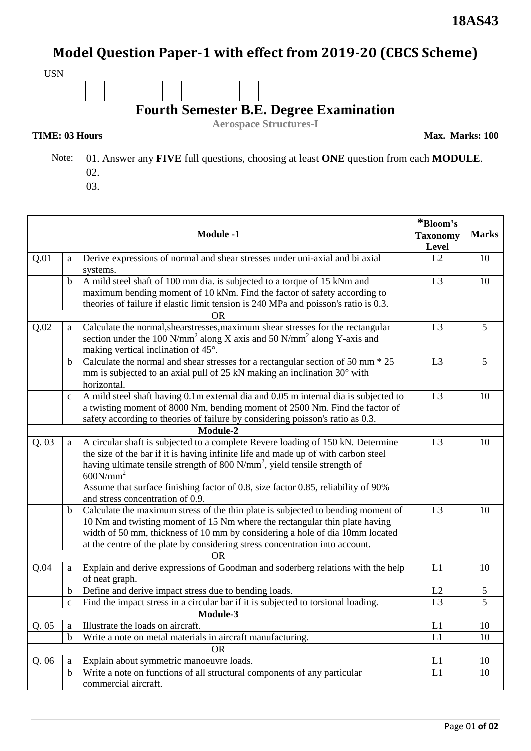**18AS43**

# Model Question Paper-1 with effect from 2019-20 (CBCS Scheme)

USN

| | | | | | | | | | |
|---|---|---|---|---|---|---|---|---|---|
| | | | | | | | | | |

## Fourth Semester B.E. Degree Examination

**Aerospace Structures-I**

**TIME: 03 Hours** **Max. Marks: 100**

Note: 01. Answer any **FIVE** full questions, choosing at least **ONE** question from each **MODULE**.
02.
03.

| | | **Module -1** | ***Bloom's Taxonomy Level** | **Marks** |
|---|---|---|---|---|
| Q.01 | a | Derive expressions of normal and shear stresses under uni-axial and bi axial systems. | L2 | 10 |
| | b | A mild steel shaft of 100 mm dia. is subjected to a torque of 15 kNm and maximum bending moment of 10 kNm. Find the factor of safety according to theories of failure if elastic limit tension is 240 MPa and poisson's ratio is 0.3. | L3 | 10 |
| | | OR | | |
| Q.02 | a | Calculate the normal,shearstresses,maximum shear stresses for the rectangular section under the 100 $N/mm^2$ along X axis and 50 $N/mm^2$ along Y-axis and making vertical inclination of 45°. | L3 | 5 |
| | b | Calculate the normal and shear stresses for a rectangular section of 50 mm * 25 mm is subjected to an axial pull of 25 kN making an inclination 30° with horizontal. | L3 | 5 |
| | c | A mild steel shaft having 0.1m external dia and 0.05 m internal dia is subjected to a twisting moment of 8000 Nm, bending moment of 2500 Nm. Find the factor of safety according to theories of failure by considering poisson's ratio as 0.3. | L3 | 10 |
| | | **Module-2** | | |
| Q. 03 | a | A circular shaft is subjected to a complete Revere loading of 150 kN. Determine the size of the bar if it is having infinite life and made up of with carbon steel having ultimate tensile strength of 800 $N/mm^2$, yield tensile strength of 600$N/mm^2$<br>Assume that surface finishing factor of 0.8, size factor 0.85, reliability of 90% and stress concentration of 0.9. | L3 | 10 |
| | b | Calculate the maximum stress of the thin plate is subjected to bending moment of 10 Nm and twisting moment of 15 Nm where the rectangular thin plate having width of 50 mm, thickness of 10 mm by considering a hole of dia 10mm located at the centre of the plate by considering stress concentration into account. | L3 | 10 |
| | | OR | | |
| Q.04 | a | Explain and derive expressions of Goodman and soderberg relations with the help of neat graph. | L1 | 10 |
| | b | Define and derive impact stress due to bending loads. | L2 | 5 |
| | c | Find the impact stress in a circular bar if it is subjected to torsional loading. | L3 | 5 |
| | | **Module-3** | | |
| Q. 05 | a | Illustrate the loads on aircraft. | L1 | 10 |
| | b | Write a note on metal materials in aircraft manufacturing. | L1 | 10 |
| | | OR | | |
| Q. 06 | a | Explain about symmetric manoeuvre loads. | L1 | 10 |
| | b | Write a note on functions of all structural components of any particular commercial aircraft. | L1 | 10 |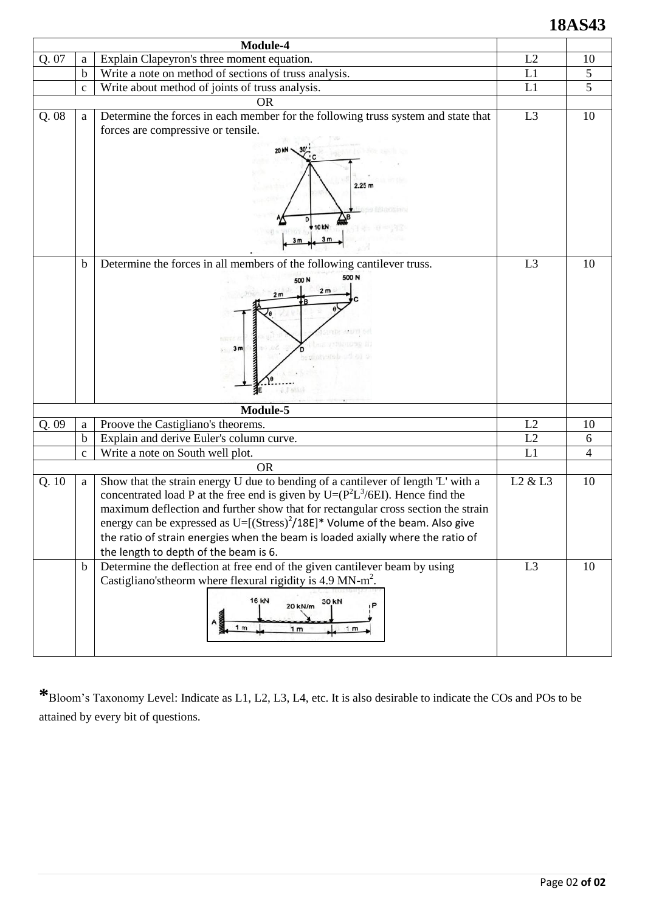| | | | | |
|---|---|---|---|---|
| **Module-4** | | | | |
| Q. 07 | a | Explain Clapeyron's three moment equation. | L2 | 10 |
| | b | Write a note on method of sections of truss analysis. | L1 | 5 |
| | c | Write about method of joints of truss analysis. | L1 | 5 |
| OR | | | | |
| Q. 08 | a | Determine the forces in each member for the following truss system and state that forces are compressive or tensile. | L3 | 10 |
| | b | Determine the forces in all members of the following cantilever truss. | L3 | 10 |
| **Module-5** | | | | |
| Q. 09 | a | Proove the Castigliano's theorems. | L2 | 10 |
| | b | Explain and derive Euler's column curve. | L2 | 6 |
| | c | Write a note on South well plot. | L1 | 4 |
| OR | | | | |
| Q. 10 | a | Show that the strain energy U due to bending of a cantilever of length 'L' with a concentrated load P at the free end is given by $U=(P^2L^3/6EI)$. Hence find the maximum deflection and further show that for rectangular cross section the strain energy can be expressed as $U=[(Stress)^2/18E]$* Volume of the beam. Also give the ratio of strain energies when the beam is loaded axially where the ratio of the length to depth of the beam is 6. | L2 & L3 | 10 |
| | b | Determine the deflection at free end of the given cantilever beam by using Castigliano'stheorm where flexural rigidity is 4.9 MN-m$^2$. | L3 | 10 |

Q.08 a figure labels: 20 kN, 30°, C, 2.25 m, A, D, B, 10 kN, 3 m, 3 m

Q.08 b figure labels: 500 N, 500 N, 2 m, 2 m, A, B, C, θ, θ, 3 m, D, E, θ

Q.10 b figure labels: 16 kN, 20 kN/m, 30 kN, P, A, 1 m, 1 m, 1 m

*Bloom's Taxonomy Level: Indicate as L1, L2, L3, L4, etc. It is also desirable to indicate the COs and POs to be attained by every bit of questions.